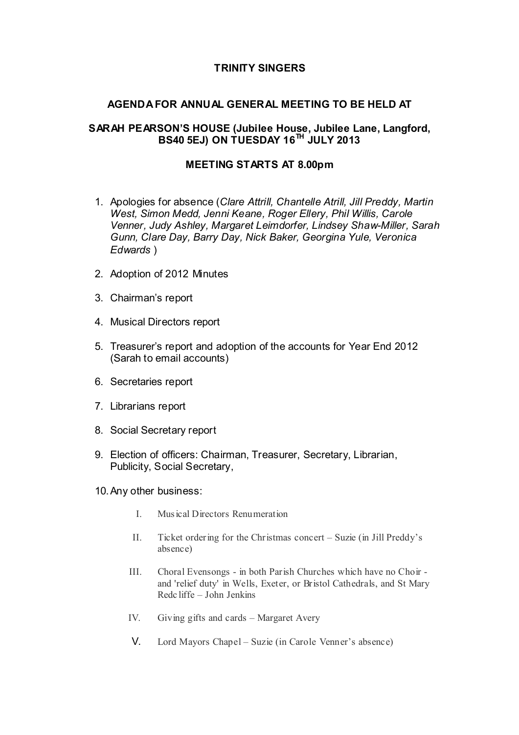# TRINITY SINGERS

## AGENDA FOR ANNUAL GENERAL MEETING TO BE HELD AT

## SARAH PEARSON'S HOUSE (Jubilee House, Jubilee Lane, Langford, BS40 5EJ) ON TUESDAY 16TH JULY 2013

## MEETING STARTS AT 8.00pm

1. Apologies for absence (*Clare Attrill, Chantelle Atrill, Jill Preddy, Martin West, Simon Medd, Jenni Keane, Roger Ellery, Phil Willis, Carole Venner, Judy Ashley, Margaret Leimdorfer, Lindsey Shaw-Miller, Sarah Gunn, Clare Day, Barry Day, Nick Baker, Georgina Yule, Veronica Edwards* )

2. Adoption of 2012 Minutes

3. Chairman's report

4. Musical Directors report

5. Treasurer's report and adoption of the accounts for Year End 2012 (Sarah to email accounts)

6. Secretaries report

7. Librarians report

8. Social Secretary report

9. Election of officers: Chairman, Treasurer, Secretary, Librarian, Publicity, Social Secretary,

10. Any other business:

    I. Musical Directors Renumeration

    II. Ticket ordering for the Christmas concert – Suzie (in Jill Preddy's absence)

    III. Choral Evensongs - in both Parish Churches which have no Choir - and 'relief duty' in Wells, Exeter, or Bristol Cathedrals, and St Mary Redcliffe – John Jenkins

    IV. Giving gifts and cards – Margaret Avery

    V. Lord Mayors Chapel – Suzie (in Carole Venner's absence)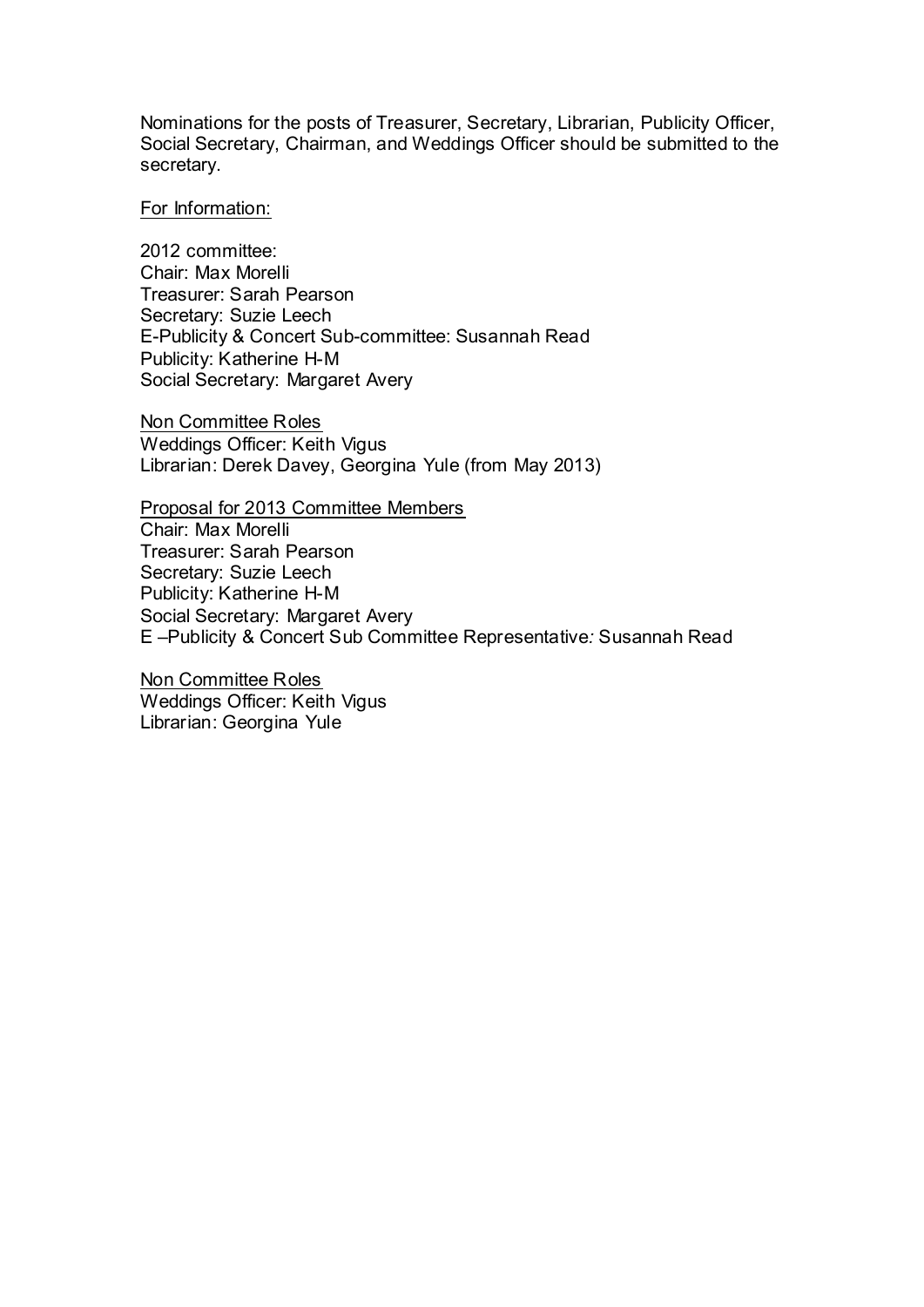Nominations for the posts of Treasurer, Secretary, Librarian, Publicity Officer, Social Secretary, Chairman, and Weddings Officer should be submitted to the secretary.

<u>For Information:</u>

2012 committee:  
Chair: Max Morelli  
Treasurer: Sarah Pearson  
Secretary: Suzie Leech  
E-Publicity & Concert Sub-committee: Susannah Read  
Publicity: Katherine H-M  
Social Secretary: Margaret Avery

<u>Non Committee Roles</u>  
Weddings Officer: Keith Vigus  
Librarian: Derek Davey, Georgina Yule (from May 2013)

<u>Proposal for 2013 Committee Members</u>  
Chair: Max Morelli  
Treasurer: Sarah Pearson  
Secretary: Suzie Leech  
Publicity: Katherine H-M  
Social Secretary: Margaret Avery  
E –Publicity & Concert Sub Committee Representative*:* Susannah Read

<u>Non Committee Roles</u>  
Weddings Officer: Keith Vigus  
Librarian: Georgina Yule